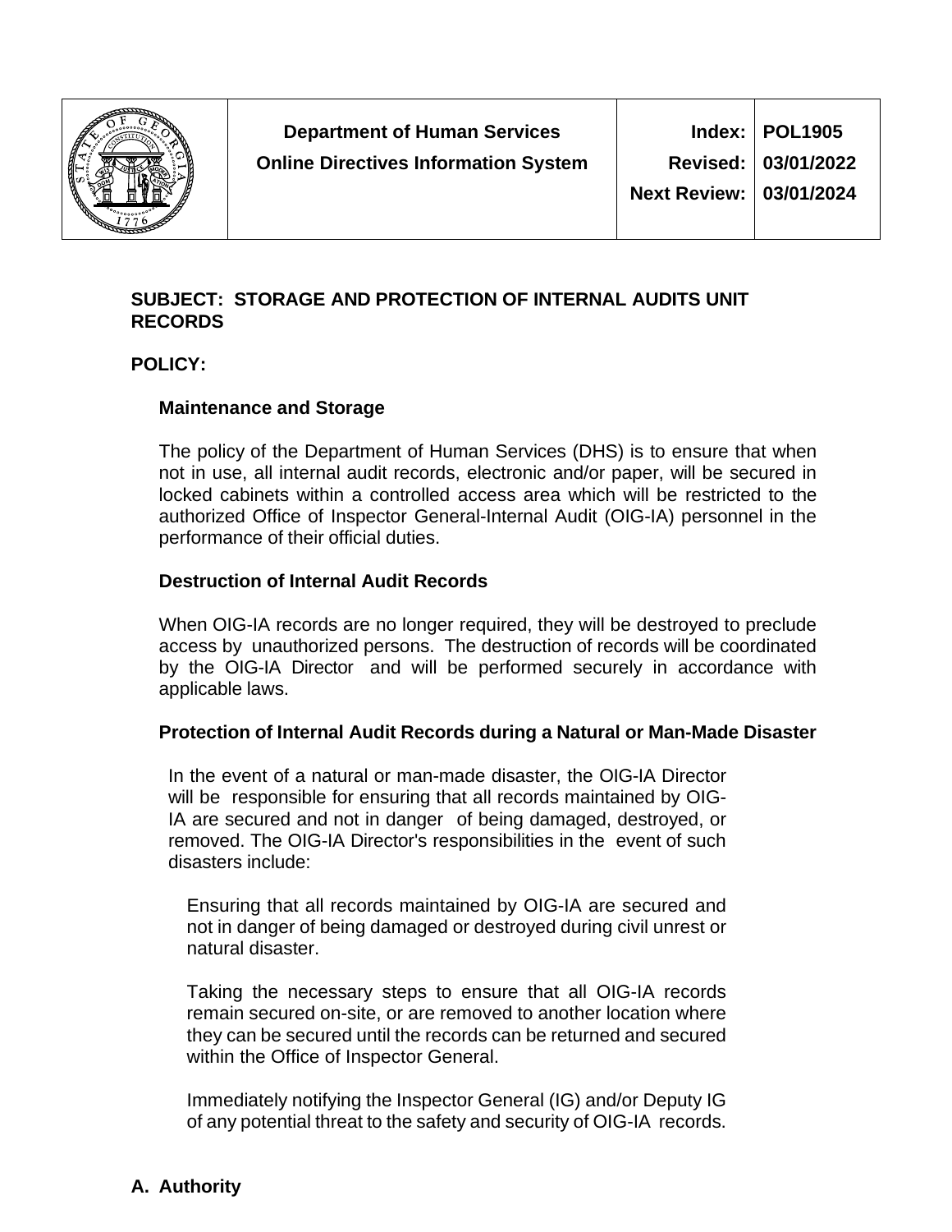| | Department of Human Services<br>Online Directives Information System | Index:<br>Revised:<br>Next Review: | POL1905<br>03/01/2022<br>03/01/2024 |
|---|---|---|---|

**SUBJECT: STORAGE AND PROTECTION OF INTERNAL AUDITS UNIT RECORDS**

**POLICY:**

**Maintenance and Storage**

The policy of the Department of Human Services (DHS) is to ensure that when not in use, all internal audit records, electronic and/or paper, will be secured in locked cabinets within a controlled access area which will be restricted to the authorized Office of Inspector General-Internal Audit (OIG-IA) personnel in the performance of their official duties.

**Destruction of Internal Audit Records**

When OIG-IA records are no longer required, they will be destroyed to preclude access by unauthorized persons. The destruction of records will be coordinated by the OIG-IA Director and will be performed securely in accordance with applicable laws.

**Protection of Internal Audit Records during a Natural or Man-Made Disaster**

In the event of a natural or man-made disaster, the OIG-IA Director will be responsible for ensuring that all records maintained by OIG-IA are secured and not in danger of being damaged, destroyed, or removed. The OIG-IA Director's responsibilities in the event of such disasters include:

Ensuring that all records maintained by OIG-IA are secured and not in danger of being damaged or destroyed during civil unrest or natural disaster.

Taking the necessary steps to ensure that all OIG-IA records remain secured on-site, or are removed to another location where they can be secured until the records can be returned and secured within the Office of Inspector General.

Immediately notifying the Inspector General (IG) and/or Deputy IG of any potential threat to the safety and security of OIG-IA records.

**A. Authority**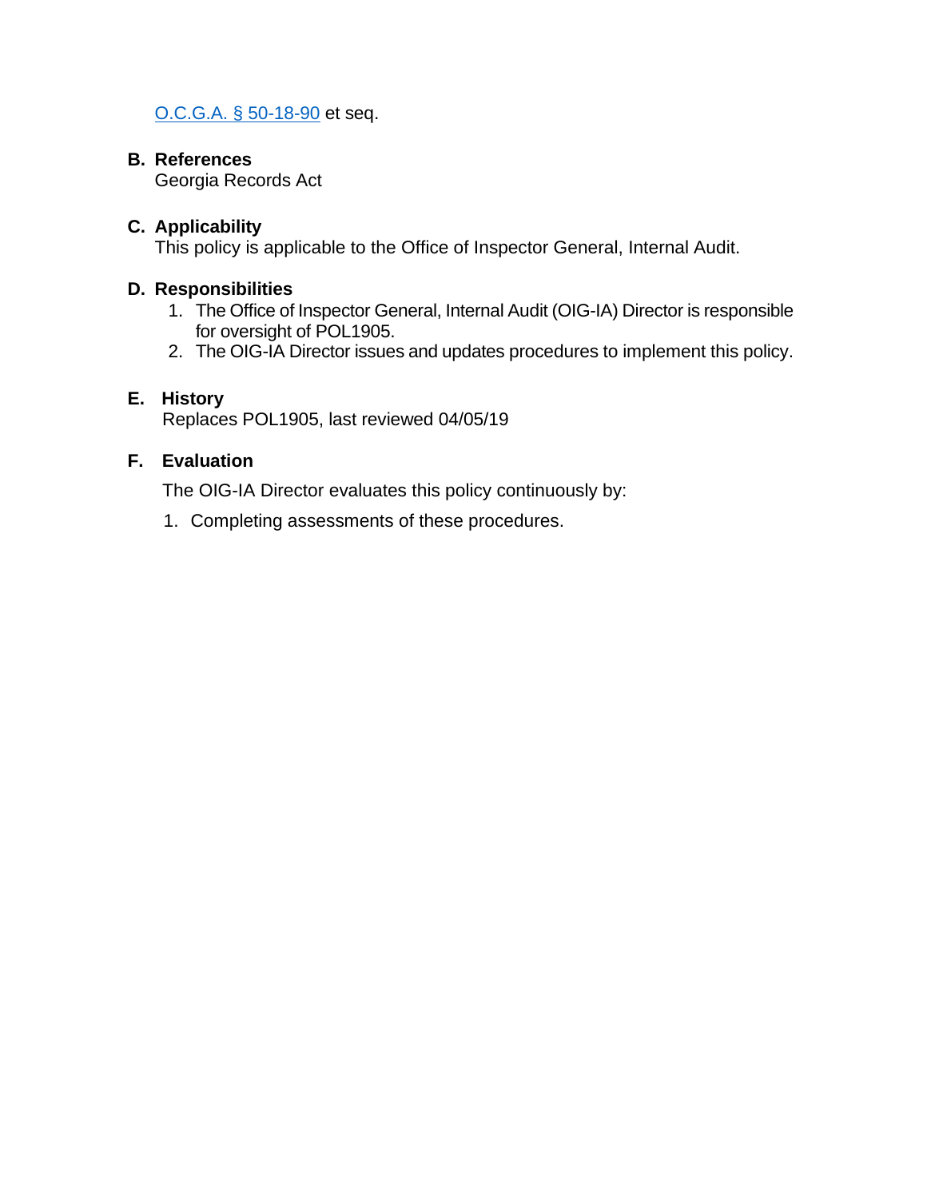[O.C.G.A. § 50-18-90](O.C.G.A. § 50-18-90) et seq.

## B. References

Georgia Records Act

## C. Applicability

This policy is applicable to the Office of Inspector General, Internal Audit.

## D. Responsibilities

1. The Office of Inspector General, Internal Audit (OIG-IA) Director is responsible for oversight of POL1905.
2. The OIG-IA Director issues and updates procedures to implement this policy.

## E. History

Replaces POL1905, last reviewed 04/05/19

## F. Evaluation

The OIG-IA Director evaluates this policy continuously by:

1. Completing assessments of these procedures.